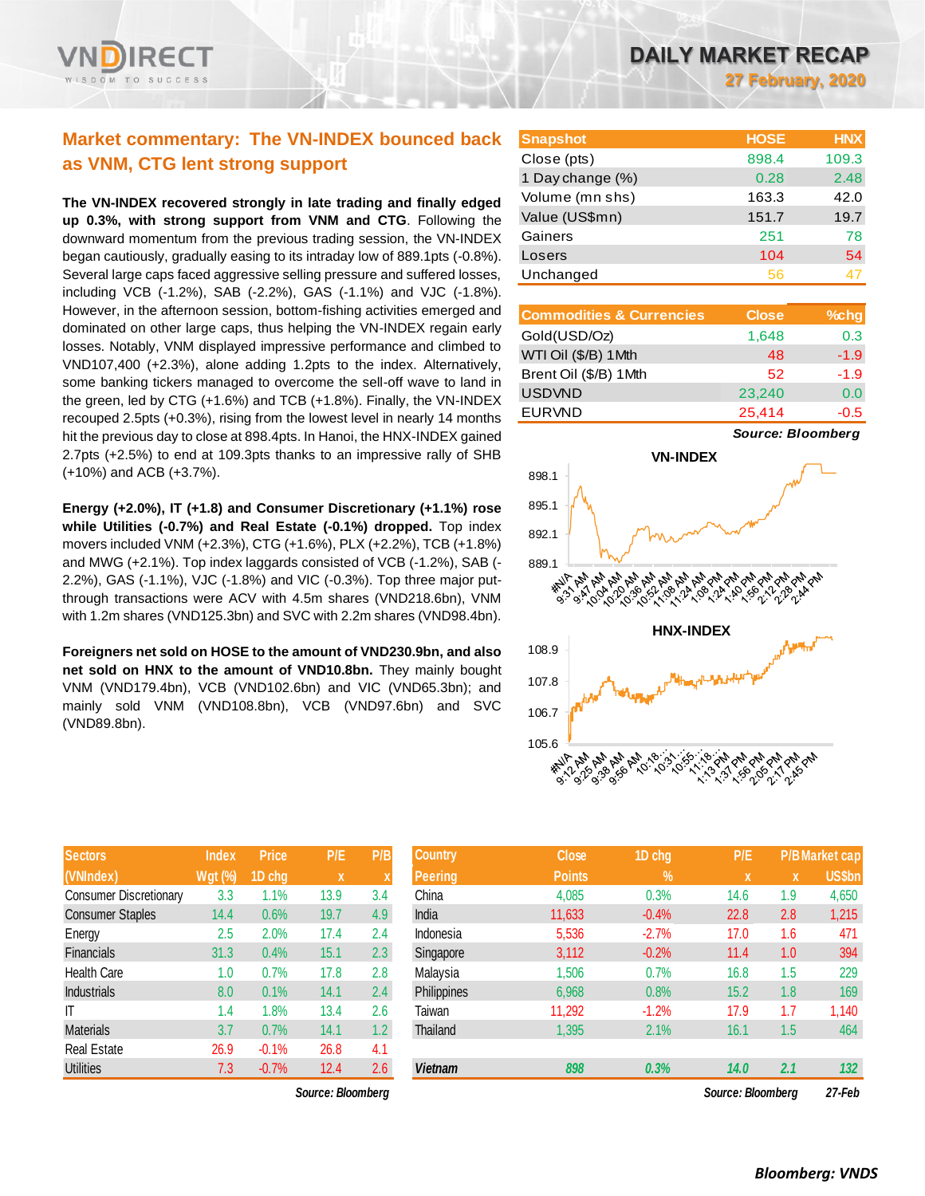# DAILY MARKET RECAP

**27 February, 2020**

## Market commentary: The VN-INDEX bounced back as VNM, CTG lent strong support

**The VN-INDEX recovered strongly in late trading and finally edged up 0.3%, with strong support from VNM and CTG**. Following the downward momentum from the previous trading session, the VN-INDEX began cautiously, gradually easing to its intraday low of 889.1pts (-0.8%). Several large caps faced aggressive selling pressure and suffered losses, including VCB (-1.2%), SAB (-2.2%), GAS (-1.1%) and VJC (-1.8%). However, in the afternoon session, bottom-fishing activities emerged and dominated on other large caps, thus helping the VN-INDEX regain early losses. Notably, VNM displayed impressive performance and climbed to VND107,400 (+2.3%), alone adding 1.2pts to the index. Alternatively, some banking tickers managed to overcome the sell-off wave to land in the green, led by CTG (+1.6%) and TCB (+1.8%). Finally, the VN-INDEX recouped 2.5pts (+0.3%), rising from the lowest level in nearly 14 months hit the previous day to close at 898.4pts. In Hanoi, the HNX-INDEX gained 2.7pts (+2.5%) to end at 109.3pts thanks to an impressive rally of SHB (+10%) and ACB (+3.7%).

**Energy (+2.0%), IT (+1.8) and Consumer Discretionary (+1.1%) rose while Utilities (-0.7%) and Real Estate (-0.1%) dropped.** Top index movers included VNM (+2.3%), CTG (+1.6%), PLX (+2.2%), TCB (+1.8%) and MWG (+2.1%). Top index laggards consisted of VCB (-1.2%), SAB (-2.2%), GAS (-1.1%), VJC (-1.8%) and VIC (-0.3%). Top three major put-through transactions were ACV with 4.5m shares (VND218.6bn), VNM with 1.2m shares (VND125.3bn) and SVC with 2.2m shares (VND98.4bn).

**Foreigners net sold on HOSE to the amount of VND230.9bn, and also net sold on HNX to the amount of VND10.8bn.** They mainly bought VNM (VND179.4bn), VCB (VND102.6bn) and VIC (VND65.3bn); and mainly sold VNM (VND108.8bn), VCB (VND97.6bn) and SVC (VND89.8bn).

| Snapshot | HOSE | HNX |
|---|---|---|
| Close (pts) | 898.4 | 109.3 |
| 1 Day change (%) | 0.28 | 2.48 |
| Volume (mn shs) | 163.3 | 42.0 |
| Value (US$mn) | 151.7 | 19.7 |
| Gainers | 251 | 78 |
| Losers | 104 | 54 |
| Unchanged | 56 | 47 |

| Commodities & Currencies | Close | %chg |
|---|---|---|
| Gold(USD/Oz) | 1,648 | 0.3 |
| WTI Oil ($/B) 1Mth | 48 | -1.9 |
| Brent Oil ($/B) 1Mth | 52 | -1.9 |
| USDVND | 23,240 | 0.0 |
| EURVND | 25,414 | -0.5 |

*Source: Bloomberg*

| Sectors (VNIndex) | Index Wgt (%) | Price 1D chg | P/E x | P/B x |
|---|---|---|---|---|
| Consumer Discretionary | 3.3 | 1.1% | 13.9 | 3.4 |
| Consumer Staples | 14.4 | 0.6% | 19.7 | 4.9 |
| Energy | 2.5 | 2.0% | 17.4 | 2.4 |
| Financials | 31.3 | 0.4% | 15.1 | 2.3 |
| Health Care | 1.0 | 0.7% | 17.8 | 2.8 |
| Industrials | 8.0 | 0.1% | 14.1 | 2.4 |
| IT | 1.4 | 1.8% | 13.4 | 2.6 |
| Materials | 3.7 | 0.7% | 14.1 | 1.2 |
| Real Estate | 26.9 | -0.1% | 26.8 | 4.1 |
| Utilities | 7.3 | -0.7% | 12.4 | 2.6 |

*Source: Bloomberg*

| Country Peering | Close Points | 1D chg % | P/E x | P/B x | Market cap US$bn |
|---|---|---|---|---|---|
| China | 4,085 | 0.3% | 14.6 | 1.9 | 4,650 |
| India | 11,633 | -0.4% | 22.8 | 2.8 | 1,215 |
| Indonesia | 5,536 | -2.7% | 17.0 | 1.6 | 471 |
| Singapore | 3,112 | -0.2% | 11.4 | 1.0 | 394 |
| Malaysia | 1,506 | 0.7% | 16.8 | 1.5 | 229 |
| Philippines | 6,968 | 0.8% | 15.2 | 1.8 | 169 |
| Taiwan | 11,292 | -1.2% | 17.9 | 1.7 | 1,140 |
| Thailand | 1,395 | 2.1% | 16.1 | 1.5 | 464 |
| ***Vietnam*** | ***898*** | ***0.3%*** | ***14.0*** | ***2.1*** | ***132*** |

*Source: Bloomberg* *27-Feb*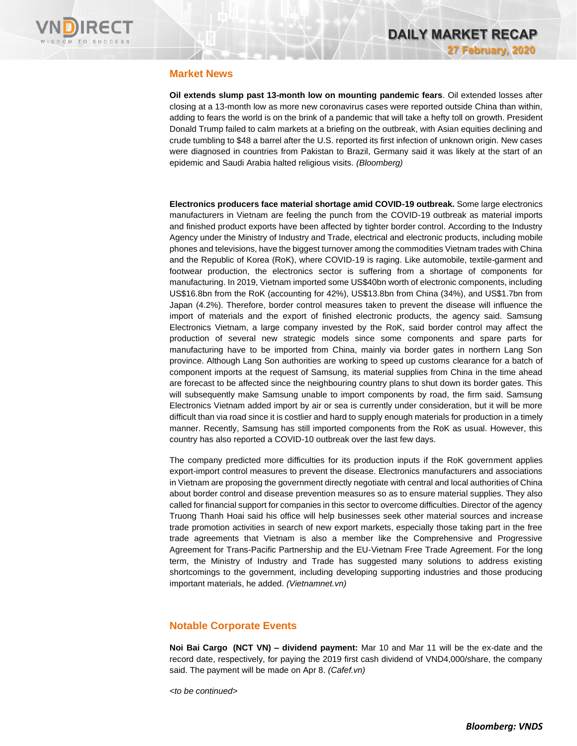## Market News

**Oil extends slump past 13-month low on mounting pandemic fears**. Oil extended losses after closing at a 13-month low as more new coronavirus cases were reported outside China than within, adding to fears the world is on the brink of a pandemic that will take a hefty toll on growth. President Donald Trump failed to calm markets at a briefing on the outbreak, with Asian equities declining and crude tumbling to $48 a barrel after the U.S. reported its first infection of unknown origin. New cases were diagnosed in countries from Pakistan to Brazil, Germany said it was likely at the start of an epidemic and Saudi Arabia halted religious visits. *(Bloomberg)*

**Electronics producers face material shortage amid COVID-19 outbreak.** Some large electronics manufacturers in Vietnam are feeling the punch from the COVID-19 outbreak as material imports and finished product exports have been affected by tighter border control. According to the Industry Agency under the Ministry of Industry and Trade, electrical and electronic products, including mobile phones and televisions, have the biggest turnover among the commodities Vietnam trades with China and the Republic of Korea (RoK), where COVID-19 is raging. Like automobile, textile-garment and footwear production, the electronics sector is suffering from a shortage of components for manufacturing. In 2019, Vietnam imported some US$40bn worth of electronic components, including US$16.8bn from the RoK (accounting for 42%), US$13.8bn from China (34%), and US$1.7bn from Japan (4.2%). Therefore, border control measures taken to prevent the disease will influence the import of materials and the export of finished electronic products, the agency said. Samsung Electronics Vietnam, a large company invested by the RoK, said border control may affect the production of several new strategic models since some components and spare parts for manufacturing have to be imported from China, mainly via border gates in northern Lang Son province. Although Lang Son authorities are working to speed up customs clearance for a batch of component imports at the request of Samsung, its material supplies from China in the time ahead are forecast to be affected since the neighbouring country plans to shut down its border gates. This will subsequently make Samsung unable to import components by road, the firm said. Samsung Electronics Vietnam added import by air or sea is currently under consideration, but it will be more difficult than via road since it is costlier and hard to supply enough materials for production in a timely manner. Recently, Samsung has still imported components from the RoK as usual. However, this country has also reported a COVID-10 outbreak over the last few days.

The company predicted more difficulties for its production inputs if the RoK government applies export-import control measures to prevent the disease. Electronics manufacturers and associations in Vietnam are proposing the government directly negotiate with central and local authorities of China about border control and disease prevention measures so as to ensure material supplies. They also called for financial support for companies in this sector to overcome difficulties. Director of the agency Truong Thanh Hoai said his office will help businesses seek other material sources and increase trade promotion activities in search of new export markets, especially those taking part in the free trade agreements that Vietnam is also a member like the Comprehensive and Progressive Agreement for Trans-Pacific Partnership and the EU-Vietnam Free Trade Agreement. For the long term, the Ministry of Industry and Trade has suggested many solutions to address existing shortcomings to the government, including developing supporting industries and those producing important materials, he added. *(Vietnamnet.vn)*

## Notable Corporate Events

**Noi Bai Cargo (NCT VN) – dividend payment:** Mar 10 and Mar 11 will be the ex-date and the record date, respectively, for paying the 2019 first cash dividend of VND4,000/share, the company said. The payment will be made on Apr 8. *(Cafef.vn)*

*<to be continued>*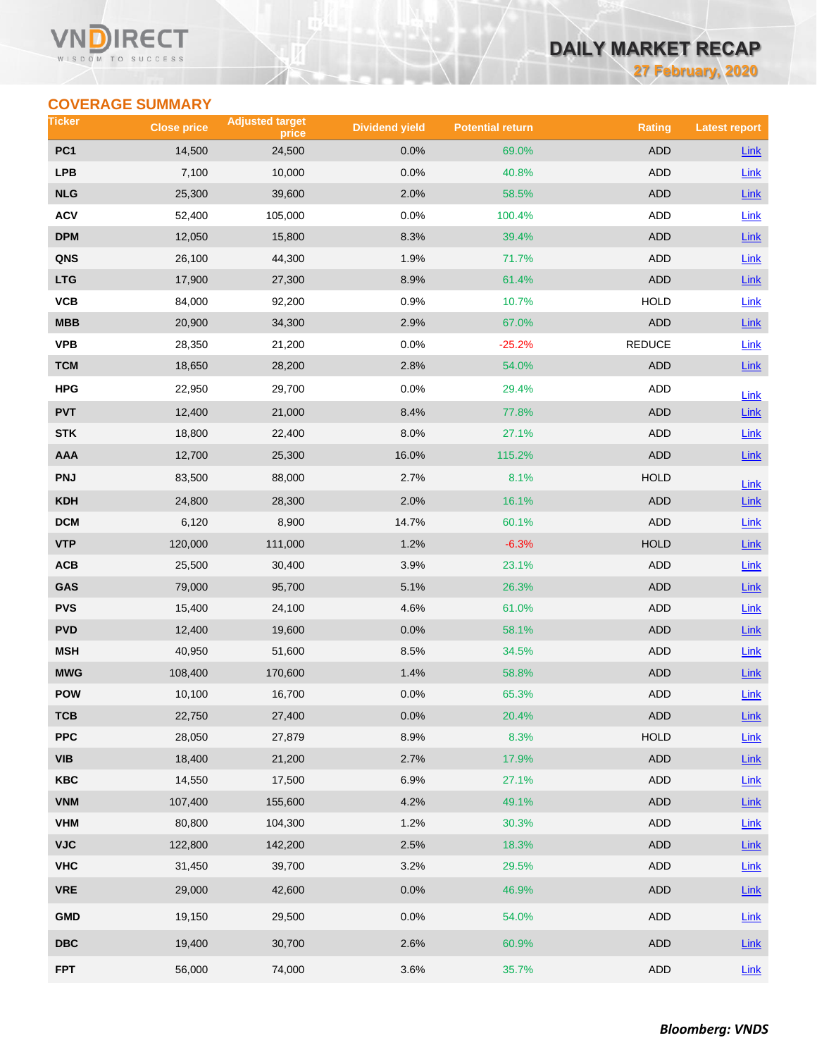## COVERAGE SUMMARY

| Ticker | Close price | Adjusted target price | Dividend yield | Potential return | Rating | Latest report |
|---|---|---|---|---|---|---|
| PC1 | 14,500 | 24,500 | 0.0% | 69.0% | ADD | Link |
| LPB | 7,100 | 10,000 | 0.0% | 40.8% | ADD | Link |
| NLG | 25,300 | 39,600 | 2.0% | 58.5% | ADD | Link |
| ACV | 52,400 | 105,000 | 0.0% | 100.4% | ADD | Link |
| DPM | 12,050 | 15,800 | 8.3% | 39.4% | ADD | Link |
| QNS | 26,100 | 44,300 | 1.9% | 71.7% | ADD | Link |
| LTG | 17,900 | 27,300 | 8.9% | 61.4% | ADD | Link |
| VCB | 84,000 | 92,200 | 0.9% | 10.7% | HOLD | Link |
| MBB | 20,900 | 34,300 | 2.9% | 67.0% | ADD | Link |
| VPB | 28,350 | 21,200 | 0.0% | -25.2% | REDUCE | Link |
| TCM | 18,650 | 28,200 | 2.8% | 54.0% | ADD | Link |
| HPG | 22,950 | 29,700 | 0.0% | 29.4% | ADD | Link |
| PVT | 12,400 | 21,000 | 8.4% | 77.8% | ADD | Link |
| STK | 18,800 | 22,400 | 8.0% | 27.1% | ADD | Link |
| AAA | 12,700 | 25,300 | 16.0% | 115.2% | ADD | Link |
| PNJ | 83,500 | 88,000 | 2.7% | 8.1% | HOLD | Link |
| KDH | 24,800 | 28,300 | 2.0% | 16.1% | ADD | Link |
| DCM | 6,120 | 8,900 | 14.7% | 60.1% | ADD | Link |
| VTP | 120,000 | 111,000 | 1.2% | -6.3% | HOLD | Link |
| ACB | 25,500 | 30,400 | 3.9% | 23.1% | ADD | Link |
| GAS | 79,000 | 95,700 | 5.1% | 26.3% | ADD | Link |
| PVS | 15,400 | 24,100 | 4.6% | 61.0% | ADD | Link |
| PVD | 12,400 | 19,600 | 0.0% | 58.1% | ADD | Link |
| MSH | 40,950 | 51,600 | 8.5% | 34.5% | ADD | Link |
| MWG | 108,400 | 170,600 | 1.4% | 58.8% | ADD | Link |
| POW | 10,100 | 16,700 | 0.0% | 65.3% | ADD | Link |
| TCB | 22,750 | 27,400 | 0.0% | 20.4% | ADD | Link |
| PPC | 28,050 | 27,879 | 8.9% | 8.3% | HOLD | Link |
| VIB | 18,400 | 21,200 | 2.7% | 17.9% | ADD | Link |
| KBC | 14,550 | 17,500 | 6.9% | 27.1% | ADD | Link |
| VNM | 107,400 | 155,600 | 4.2% | 49.1% | ADD | Link |
| VHM | 80,800 | 104,300 | 1.2% | 30.3% | ADD | Link |
| VJC | 122,800 | 142,200 | 2.5% | 18.3% | ADD | Link |
| VHC | 31,450 | 39,700 | 3.2% | 29.5% | ADD | Link |
| VRE | 29,000 | 42,600 | 0.0% | 46.9% | ADD | Link |
| GMD | 19,150 | 29,500 | 0.0% | 54.0% | ADD | Link |
| DBC | 19,400 | 30,700 | 2.6% | 60.9% | ADD | Link |
| FPT | 56,000 | 74,000 | 3.6% | 35.7% | ADD | Link |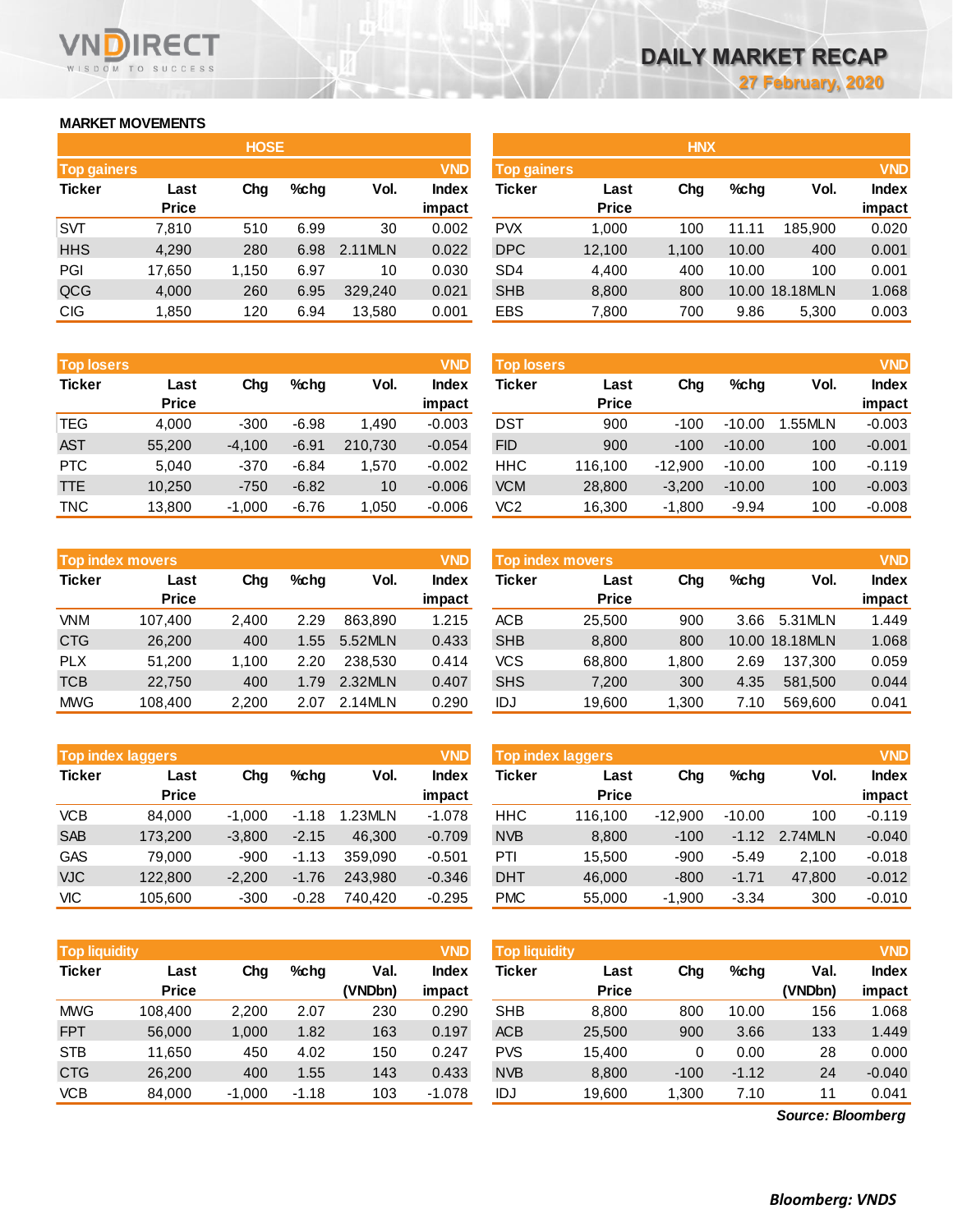# DAILY MARKET RECAP

27 February, 2020

## MARKET MOVEMENTS

### HOSE

| Top gainers | | | | | VND |
|---|---|---|---|---|---|
| Ticker | Last Price | Chg | %chg | Vol. | Index impact |
| SVT | 7,810 | 510 | 6.99 | 30 | 0.002 |
| HHS | 4,290 | 280 | 6.98 | 2.11MLN | 0.022 |
| PGI | 17,650 | 1,150 | 6.97 | 10 | 0.030 |
| QCG | 4,000 | 260 | 6.95 | 329,240 | 0.021 |
| CIG | 1,850 | 120 | 6.94 | 13,580 | 0.001 |

| Top losers | | | | | VND |
|---|---|---|---|---|---|
| Ticker | Last Price | Chg | %chg | Vol. | Index impact |
| TEG | 4,000 | -300 | -6.98 | 1,490 | -0.003 |
| AST | 55,200 | -4,100 | -6.91 | 210,730 | -0.054 |
| PTC | 5,040 | -370 | -6.84 | 1,570 | -0.002 |
| TTE | 10,250 | -750 | -6.82 | 10 | -0.006 |
| TNC | 13,800 | -1,000 | -6.76 | 1,050 | -0.006 |

| Top index movers | | | | | VND |
|---|---|---|---|---|---|
| Ticker | Last Price | Chg | %chg | Vol. | Index impact |
| VNM | 107,400 | 2,400 | 2.29 | 863,890 | 1.215 |
| CTG | 26,200 | 400 | 1.55 | 5.52MLN | 0.433 |
| PLX | 51,200 | 1,100 | 2.20 | 238,530 | 0.414 |
| TCB | 22,750 | 400 | 1.79 | 2.32MLN | 0.407 |
| MWG | 108,400 | 2,200 | 2.07 | 2.14MLN | 0.290 |

| Top index laggers | | | | | VND |
|---|---|---|---|---|---|
| Ticker | Last Price | Chg | %chg | Vol. | Index impact |
| VCB | 84,000 | -1,000 | -1.18 | 1.23MLN | -1.078 |
| SAB | 173,200 | -3,800 | -2.15 | 46,300 | -0.709 |
| GAS | 79,000 | -900 | -1.13 | 359,090 | -0.501 |
| VJC | 122,800 | -2,200 | -1.76 | 243,980 | -0.346 |
| VIC | 105,600 | -300 | -0.28 | 740,420 | -0.295 |

| Top liquidity | | | | | VND |
|---|---|---|---|---|---|
| Ticker | Last Price | Chg | %chg | Val. (VNDbn) | Index impact |
| MWG | 108,400 | 2,200 | 2.07 | 230 | 0.290 |
| FPT | 56,000 | 1,000 | 1.82 | 163 | 0.197 |
| STB | 11,650 | 450 | 4.02 | 150 | 0.247 |
| CTG | 26,200 | 400 | 1.55 | 143 | 0.433 |
| VCB | 84,000 | -1,000 | -1.18 | 103 | -1.078 |

### HNX

| Top gainers | | | | | VND |
|---|---|---|---|---|---|
| Ticker | Last Price | Chg | %chg | Vol. | Index impact |
| PVX | 1,000 | 100 | 11.11 | 185,900 | 0.020 |
| DPC | 12,100 | 1,100 | 10.00 | 400 | 0.001 |
| SD4 | 4,400 | 400 | 10.00 | 100 | 0.001 |
| SHB | 8,800 | 800 | 10.00 | 18.18MLN | 1.068 |
| EBS | 7,800 | 700 | 9.86 | 5,300 | 0.003 |

| Top losers | | | | | VND |
|---|---|---|---|---|---|
| Ticker | Last Price | Chg | %chg | Vol. | Index impact |
| DST | 900 | -100 | -10.00 | 1.55MLN | -0.003 |
| FID | 900 | -100 | -10.00 | 100 | -0.001 |
| HHC | 116,100 | -12,900 | -10.00 | 100 | -0.119 |
| VCM | 28,800 | -3,200 | -10.00 | 100 | -0.003 |
| VC2 | 16,300 | -1,800 | -9.94 | 100 | -0.008 |

| Top index movers | | | | | VND |
|---|---|---|---|---|---|
| Ticker | Last Price | Chg | %chg | Vol. | Index impact |
| ACB | 25,500 | 900 | 3.66 | 5.31MLN | 1.449 |
| SHB | 8,800 | 800 | 10.00 | 18.18MLN | 1.068 |
| VCS | 68,800 | 1,800 | 2.69 | 137,300 | 0.059 |
| SHS | 7,200 | 300 | 4.35 | 581,500 | 0.044 |
| IDJ | 19,600 | 1,300 | 7.10 | 569,600 | 0.041 |

| Top index laggers | | | | | VND |
|---|---|---|---|---|---|
| Ticker | Last Price | Chg | %chg | Vol. | Index impact |
| HHC | 116,100 | -12,900 | -10.00 | 100 | -0.119 |
| NVB | 8,800 | -100 | -1.12 | 2.74MLN | -0.040 |
| PTI | 15,500 | -900 | -5.49 | 2,100 | -0.018 |
| DHT | 46,000 | -800 | -1.71 | 47,800 | -0.012 |
| PMC | 55,000 | -1,900 | -3.34 | 300 | -0.010 |

| Top liquidity | | | | | VND |
|---|---|---|---|---|---|
| Ticker | Last Price | Chg | %chg | Val. (VNDbn) | Index impact |
| SHB | 8,800 | 800 | 10.00 | 156 | 1.068 |
| ACB | 25,500 | 900 | 3.66 | 133 | 1.449 |
| PVS | 15,400 | 0 | 0.00 | 28 | 0.000 |
| NVB | 8,800 | -100 | -1.12 | 24 | -0.040 |
| IDJ | 19,600 | 1,300 | 7.10 | 11 | 0.041 |

*Source: Bloomberg*

***Bloomberg: VNDS***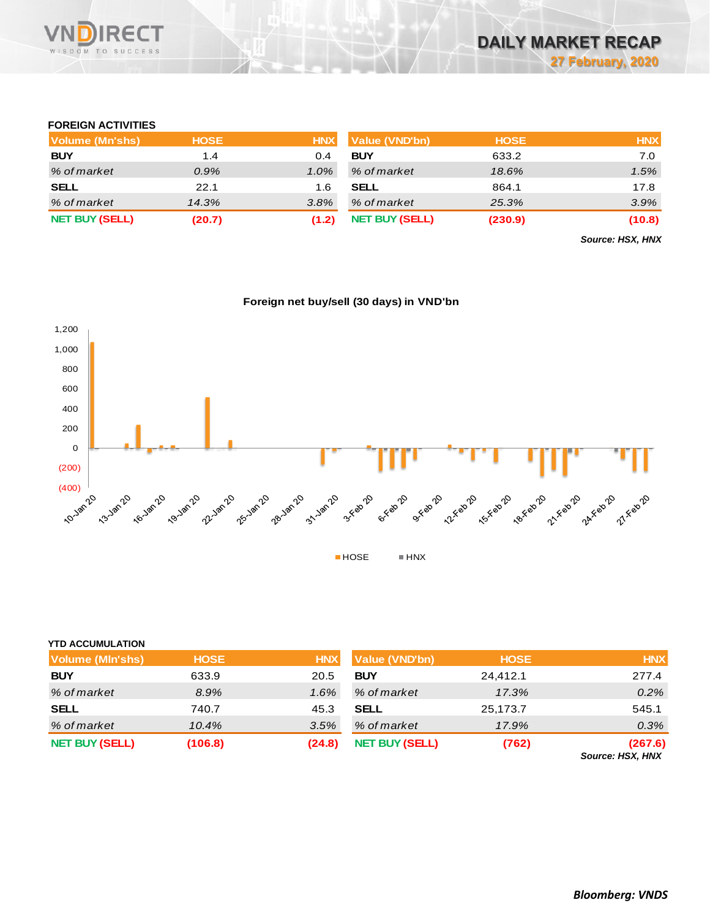DAILY MARKET RECAP

27 February, 2020

### FOREIGN ACTIVITIES

| Volume (Mn'shs) | HOSE | HNX | Value (VND'bn) | HOSE | HNX |
|---|---|---|---|---|---|
| **BUY** | 1.4 | 0.4 | **BUY** | 633.2 | 7.0 |
| *% of market* | *0.9%* | *1.0%* | *% of market* | *18.6%* | *1.5%* |
| **SELL** | 22.1 | 1.6 | **SELL** | 864.1 | 17.8 |
| *% of market* | *14.3%* | *3.8%* | *% of market* | *25.3%* | *3.9%* |
| **NET BUY (SELL)** | **(20.7)** | **(1.2)** | **NET BUY (SELL)** | **(230.9)** | **(10.8)** |

***Source: HSX, HNX***

**Foreign net buy/sell (30 days) in VND'bn**

### YTD ACCUMULATION

| Volume (Mln'shs) | HOSE | HNX | Value (VND'bn) | HOSE | HNX |
|---|---|---|---|---|---|
| **BUY** | 633.9 | 20.5 | **BUY** | 24,412.1 | 277.4 |
| *% of market* | *8.9%* | *1.6%* | *% of market* | *17.3%* | *0.2%* |
| **SELL** | 740.7 | 45.3 | **SELL** | 25,173.7 | 545.1 |
| *% of market* | *10.4%* | *3.5%* | *% of market* | *17.9%* | *0.3%* |
| **NET BUY (SELL)** | **(106.8)** | **(24.8)** | **NET BUY (SELL)** | **(762)** | **(267.6)** |

***Source: HSX, HNX***

***Bloomberg: VNDS***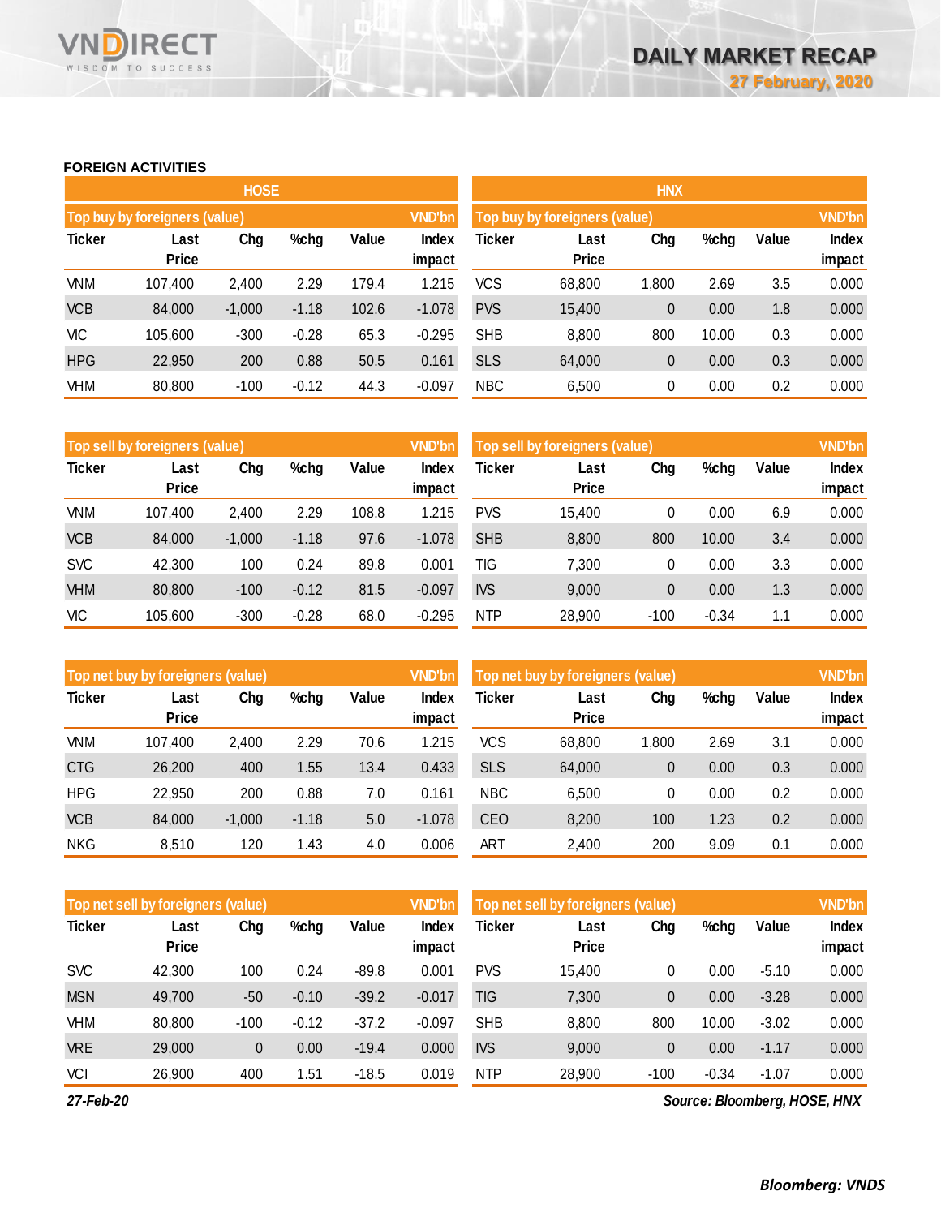## FOREIGN ACTIVITIES

### HOSE

**Top buy by foreigners (value)** — VND'bn

| Ticker | Last Price | Chg | %chg | Value | Index impact |
|---|---|---|---|---|---|
| VNM | 107,400 | 2,400 | 2.29 | 179.4 | 1.215 |
| VCB | 84,000 | -1,000 | -1.18 | 102.6 | -1.078 |
| VIC | 105,600 | -300 | -0.28 | 65.3 | -0.295 |
| HPG | 22,950 | 200 | 0.88 | 50.5 | 0.161 |
| VHM | 80,800 | -100 | -0.12 | 44.3 | -0.097 |

**Top sell by foreigners (value)** — VND'bn

| Ticker | Last Price | Chg | %chg | Value | Index impact |
|---|---|---|---|---|---|
| VNM | 107,400 | 2,400 | 2.29 | 108.8 | 1.215 |
| VCB | 84,000 | -1,000 | -1.18 | 97.6 | -1.078 |
| SVC | 42,300 | 100 | 0.24 | 89.8 | 0.001 |
| VHM | 80,800 | -100 | -0.12 | 81.5 | -0.097 |
| VIC | 105,600 | -300 | -0.28 | 68.0 | -0.295 |

**Top net buy by foreigners (value)** — VND'bn

| Ticker | Last Price | Chg | %chg | Value | Index impact |
|---|---|---|---|---|---|
| VNM | 107,400 | 2,400 | 2.29 | 70.6 | 1.215 |
| CTG | 26,200 | 400 | 1.55 | 13.4 | 0.433 |
| HPG | 22,950 | 200 | 0.88 | 7.0 | 0.161 |
| VCB | 84,000 | -1,000 | -1.18 | 5.0 | -1.078 |
| NKG | 8,510 | 120 | 1.43 | 4.0 | 0.006 |

**Top net sell by foreigners (value)** — VND'bn

| Ticker | Last Price | Chg | %chg | Value | Index impact |
|---|---|---|---|---|---|
| SVC | 42,300 | 100 | 0.24 | -89.8 | 0.001 |
| MSN | 49,700 | -50 | -0.10 | -39.2 | -0.017 |
| VHM | 80,800 | -100 | -0.12 | -37.2 | -0.097 |
| VRE | 29,000 | 0 | 0.00 | -19.4 | 0.000 |
| VCI | 26,900 | 400 | 1.51 | -18.5 | 0.019 |

### HNX

**Top buy by foreigners (value)** — VND'bn

| Ticker | Last Price | Chg | %chg | Value | Index impact |
|---|---|---|---|---|---|
| VCS | 68,800 | 1,800 | 2.69 | 3.5 | 0.000 |
| PVS | 15,400 | 0 | 0.00 | 1.8 | 0.000 |
| SHB | 8,800 | 800 | 10.00 | 0.3 | 0.000 |
| SLS | 64,000 | 0 | 0.00 | 0.3 | 0.000 |
| NBC | 6,500 | 0 | 0.00 | 0.2 | 0.000 |

**Top sell by foreigners (value)** — VND'bn

| Ticker | Last Price | Chg | %chg | Value | Index impact |
|---|---|---|---|---|---|
| PVS | 15,400 | 0 | 0.00 | 6.9 | 0.000 |
| SHB | 8,800 | 800 | 10.00 | 3.4 | 0.000 |
| TIG | 7,300 | 0 | 0.00 | 3.3 | 0.000 |
| IVS | 9,000 | 0 | 0.00 | 1.3 | 0.000 |
| NTP | 28,900 | -100 | -0.34 | 1.1 | 0.000 |

**Top net buy by foreigners (value)** — VND'bn

| Ticker | Last Price | Chg | %chg | Value | Index impact |
|---|---|---|---|---|---|
| VCS | 68,800 | 1,800 | 2.69 | 3.1 | 0.000 |
| SLS | 64,000 | 0 | 0.00 | 0.3 | 0.000 |
| NBC | 6,500 | 0 | 0.00 | 0.2 | 0.000 |
| CEO | 8,200 | 100 | 1.23 | 0.2 | 0.000 |
| ART | 2,400 | 200 | 9.09 | 0.1 | 0.000 |

**Top net sell by foreigners (value)** — VND'bn

| Ticker | Last Price | Chg | %chg | Value | Index impact |
|---|---|---|---|---|---|
| PVS | 15,400 | 0 | 0.00 | -5.10 | 0.000 |
| TIG | 7,300 | 0 | 0.00 | -3.28 | 0.000 |
| SHB | 8,800 | 800 | 10.00 | -3.02 | 0.000 |
| IVS | 9,000 | 0 | 0.00 | -1.17 | 0.000 |
| NTP | 28,900 | -100 | -0.34 | -1.07 | 0.000 |

*27-Feb-20*

*Source: Bloomberg, HOSE, HNX*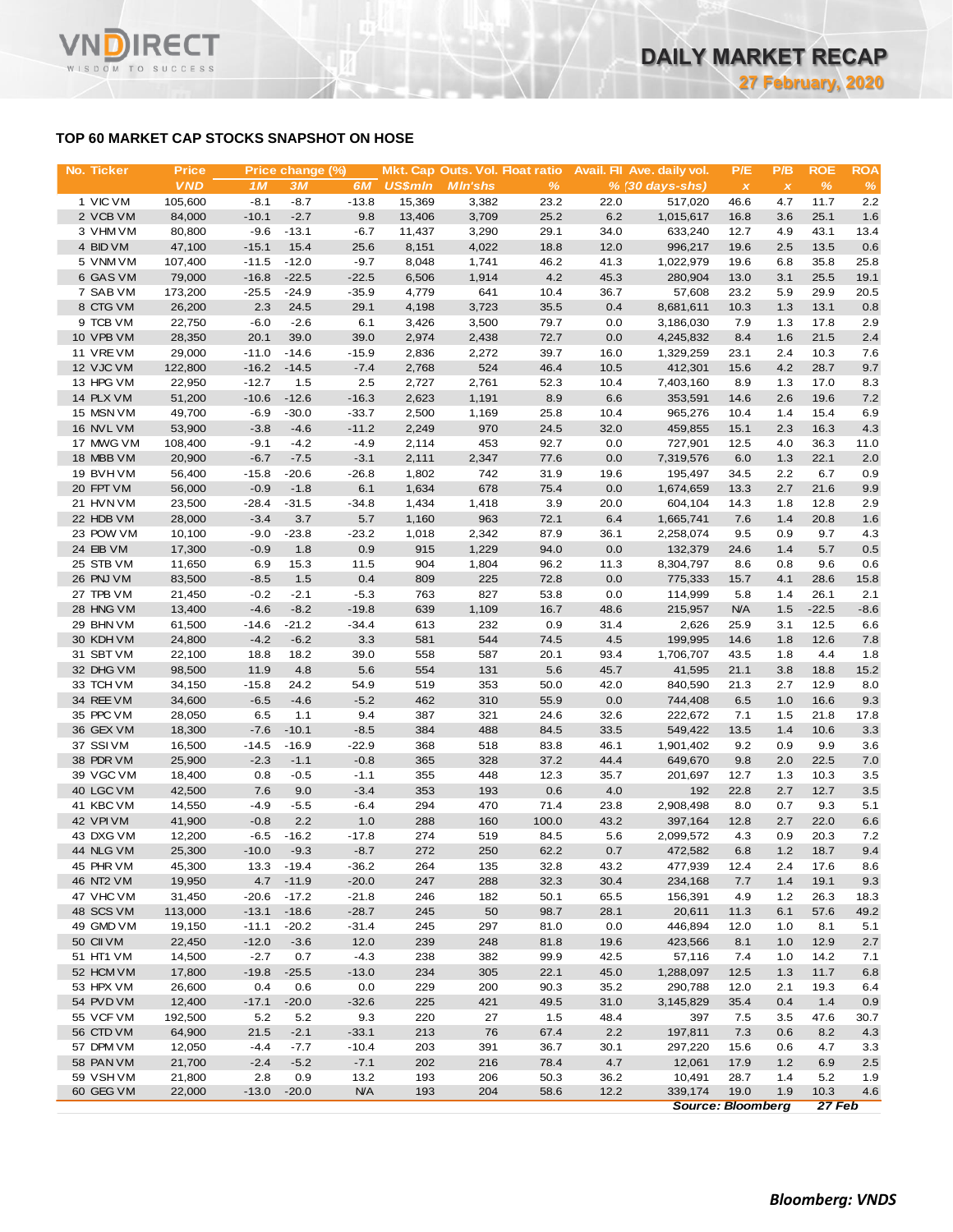## TOP 60 MARKET CAP STOCKS SNAPSHOT ON HOSE

| No. | Ticker | Price | Price change (%) | | | Mkt. Cap | Outs. Vol. | Float ratio | Avail. Fll | Ave. daily vol. | P/E | P/B | ROE | ROA |
|---|---|---|---|---|---|---|---|---|---|---|---|---|---|---|
| | | VND | 1M | 3M | 6M | US$mln | Mln'shs | % | % | (30 days-shs) | x | x | % | % |
| 1 | VIC VM | 105,600 | -8.1 | -8.7 | -13.8 | 15,369 | 3,382 | 23.2 | 22.0 | 517,020 | 46.6 | 4.7 | 11.7 | 2.2 |
| 2 | VCB VM | 84,000 | -10.1 | -2.7 | 9.8 | 13,406 | 3,709 | 25.2 | 6.2 | 1,015,617 | 16.8 | 3.6 | 25.1 | 1.6 |
| 3 | VHM VM | 80,800 | -9.6 | -13.1 | -6.7 | 11,437 | 3,290 | 29.1 | 34.0 | 633,240 | 12.7 | 4.9 | 43.1 | 13.4 |
| 4 | BID VM | 47,100 | -15.1 | 15.4 | 25.6 | 8,151 | 4,022 | 18.8 | 12.0 | 996,217 | 19.6 | 2.5 | 13.5 | 0.6 |
| 5 | VNM VM | 107,400 | -11.5 | -12.0 | -9.7 | 8,048 | 1,741 | 46.2 | 41.3 | 1,022,979 | 19.6 | 6.8 | 35.8 | 25.8 |
| 6 | GAS VM | 79,000 | -16.8 | -22.5 | -22.5 | 6,506 | 1,914 | 4.2 | 45.3 | 280,904 | 13.0 | 3.1 | 25.5 | 19.1 |
| 7 | SAB VM | 173,200 | -25.5 | -24.9 | -35.9 | 4,779 | 641 | 10.4 | 36.7 | 57,608 | 23.2 | 5.9 | 29.9 | 20.5 |
| 8 | CTG VM | 26,200 | 2.3 | 24.5 | 29.1 | 4,198 | 3,723 | 35.5 | 0.4 | 8,681,611 | 10.3 | 1.3 | 13.1 | 0.8 |
| 9 | TCB VM | 22,750 | -6.0 | -2.6 | 6.1 | 3,426 | 3,500 | 79.7 | 0.0 | 3,186,030 | 7.9 | 1.3 | 17.8 | 2.9 |
| 10 | VPB VM | 28,350 | 20.1 | 39.0 | 39.0 | 2,974 | 2,438 | 72.7 | 0.0 | 4,245,832 | 8.4 | 1.6 | 21.5 | 2.4 |
| 11 | VRE VM | 29,000 | -11.0 | -14.6 | -15.9 | 2,836 | 2,272 | 39.7 | 16.0 | 1,329,259 | 23.1 | 2.4 | 10.3 | 7.6 |
| 12 | VJC VM | 122,800 | -16.2 | -14.5 | -7.4 | 2,768 | 524 | 46.4 | 10.5 | 412,301 | 15.6 | 4.2 | 28.7 | 9.7 |
| 13 | HPG VM | 22,950 | -12.7 | 1.5 | 2.5 | 2,727 | 2,761 | 52.3 | 10.4 | 7,403,160 | 8.9 | 1.3 | 17.0 | 8.3 |
| 14 | PLX VM | 51,200 | -10.6 | -12.6 | -16.3 | 2,623 | 1,191 | 8.9 | 6.6 | 353,591 | 14.6 | 2.6 | 19.6 | 7.2 |
| 15 | MSN VM | 49,700 | -6.9 | -30.0 | -33.7 | 2,500 | 1,169 | 25.8 | 10.4 | 965,276 | 10.4 | 1.4 | 15.4 | 6.9 |
| 16 | NVL VM | 53,900 | -3.8 | -4.6 | -11.2 | 2,249 | 970 | 24.5 | 32.0 | 459,855 | 15.1 | 2.3 | 16.3 | 4.3 |
| 17 | MWG VM | 108,400 | -9.1 | -4.2 | -4.9 | 2,114 | 453 | 92.7 | 0.0 | 727,901 | 12.5 | 4.0 | 36.3 | 11.0 |
| 18 | MBB VM | 20,900 | -6.7 | -7.5 | -3.1 | 2,111 | 2,347 | 77.6 | 0.0 | 7,319,576 | 6.0 | 1.3 | 22.1 | 2.0 |
| 19 | BVH VM | 56,400 | -15.8 | -20.6 | -26.8 | 1,802 | 742 | 31.9 | 19.6 | 195,497 | 34.5 | 2.2 | 6.7 | 0.9 |
| 20 | FPT VM | 56,000 | -0.9 | -1.8 | 6.1 | 1,634 | 678 | 75.4 | 0.0 | 1,674,659 | 13.3 | 2.7 | 21.6 | 9.9 |
| 21 | HVN VM | 23,500 | -28.4 | -31.5 | -34.8 | 1,434 | 1,418 | 3.9 | 20.0 | 604,104 | 14.3 | 1.8 | 12.8 | 2.9 |
| 22 | HDB VM | 28,000 | -3.4 | 3.7 | 5.7 | 1,160 | 963 | 72.1 | 6.4 | 1,665,741 | 7.6 | 1.4 | 20.8 | 1.6 |
| 23 | POW VM | 10,100 | -9.0 | -23.8 | -23.2 | 1,018 | 2,342 | 87.9 | 36.1 | 2,258,074 | 9.5 | 0.9 | 9.7 | 4.3 |
| 24 | EIB VM | 17,300 | -0.9 | 1.8 | 0.9 | 915 | 1,229 | 94.0 | 0.0 | 132,379 | 24.6 | 1.4 | 5.7 | 0.5 |
| 25 | STB VM | 11,650 | 6.9 | 15.3 | 11.5 | 904 | 1,804 | 96.2 | 11.3 | 8,304,797 | 8.6 | 0.8 | 9.6 | 0.6 |
| 26 | PNJ VM | 83,500 | -8.5 | 1.5 | 0.4 | 809 | 225 | 72.8 | 0.0 | 775,333 | 15.7 | 4.1 | 28.6 | 15.8 |
| 27 | TPB VM | 21,450 | -0.2 | -2.1 | -5.3 | 763 | 827 | 53.8 | 0.0 | 114,999 | 5.8 | 1.4 | 26.1 | 2.1 |
| 28 | HNG VM | 13,400 | -4.6 | -8.2 | -19.8 | 639 | 1,109 | 16.7 | 48.6 | 215,957 | N/A | 1.5 | -22.5 | -8.6 |
| 29 | BHN VM | 61,500 | -14.6 | -21.2 | -34.4 | 613 | 232 | 0.9 | 31.4 | 2,626 | 25.9 | 3.1 | 12.5 | 6.6 |
| 30 | KDH VM | 24,800 | -4.2 | -6.2 | 3.3 | 581 | 544 | 74.5 | 4.5 | 199,995 | 14.6 | 1.8 | 12.6 | 7.8 |
| 31 | SBT VM | 22,100 | 18.8 | 18.2 | 39.0 | 558 | 587 | 20.1 | 93.4 | 1,706,707 | 43.5 | 1.8 | 4.4 | 1.8 |
| 32 | DHG VM | 98,500 | 11.9 | 4.8 | 5.6 | 554 | 131 | 5.6 | 45.7 | 41,595 | 21.1 | 3.8 | 18.8 | 15.2 |
| 33 | TCH VM | 34,150 | -15.8 | 24.2 | 54.9 | 519 | 353 | 50.0 | 42.0 | 840,590 | 21.3 | 2.7 | 12.9 | 8.0 |
| 34 | REE VM | 34,600 | -6.5 | -4.6 | -5.2 | 462 | 310 | 55.9 | 0.0 | 744,408 | 6.5 | 1.0 | 16.6 | 9.3 |
| 35 | PPC VM | 28,050 | 6.5 | 1.1 | 9.4 | 387 | 321 | 24.6 | 32.6 | 222,672 | 7.1 | 1.5 | 21.8 | 17.8 |
| 36 | GEX VM | 18,300 | -7.6 | -10.1 | -8.5 | 384 | 488 | 84.5 | 33.5 | 549,422 | 13.5 | 1.4 | 10.6 | 3.3 |
| 37 | SSI VM | 16,500 | -14.5 | -16.9 | -22.9 | 368 | 518 | 83.8 | 46.1 | 1,901,402 | 9.2 | 0.9 | 9.9 | 3.6 |
| 38 | PDR VM | 25,900 | -2.3 | -1.1 | -0.8 | 365 | 328 | 37.2 | 44.4 | 649,670 | 9.8 | 2.0 | 22.5 | 7.0 |
| 39 | VGC VM | 18,400 | 0.8 | -0.5 | -1.1 | 355 | 448 | 12.3 | 35.7 | 201,697 | 12.7 | 1.3 | 10.3 | 3.5 |
| 40 | LGC VM | 42,500 | 7.6 | 9.0 | -3.4 | 353 | 193 | 0.6 | 4.0 | 192 | 22.8 | 2.7 | 12.7 | 3.5 |
| 41 | KBC VM | 14,550 | -4.9 | -5.5 | -6.4 | 294 | 470 | 71.4 | 23.8 | 2,908,498 | 8.0 | 0.7 | 9.3 | 5.1 |
| 42 | VPI VM | 41,900 | -0.8 | 2.2 | 1.0 | 288 | 160 | 100.0 | 43.2 | 397,164 | 12.8 | 2.7 | 22.0 | 6.6 |
| 43 | DXG VM | 12,200 | -6.5 | -16.2 | -17.8 | 274 | 519 | 84.5 | 5.6 | 2,099,572 | 4.3 | 0.9 | 20.3 | 7.2 |
| 44 | NLG VM | 25,300 | -10.0 | -9.3 | -8.7 | 272 | 250 | 62.2 | 0.7 | 472,582 | 6.8 | 1.2 | 18.7 | 9.4 |
| 45 | PHR VM | 45,300 | 13.3 | -19.4 | -36.2 | 264 | 135 | 32.8 | 43.2 | 477,939 | 12.4 | 2.4 | 17.6 | 8.6 |
| 46 | NT2 VM | 19,950 | 4.7 | -11.9 | -20.0 | 247 | 288 | 32.3 | 30.4 | 234,168 | 7.7 | 1.4 | 19.1 | 9.3 |
| 47 | VHC VM | 31,450 | -20.6 | -17.2 | -21.8 | 246 | 182 | 50.1 | 65.5 | 156,391 | 4.9 | 1.2 | 26.3 | 18.3 |
| 48 | SCS VM | 113,000 | -13.1 | -18.6 | -28.7 | 245 | 50 | 98.7 | 28.1 | 20,611 | 11.3 | 6.1 | 57.6 | 49.2 |
| 49 | GMD VM | 19,150 | -11.1 | -20.2 | -31.4 | 245 | 297 | 81.0 | 0.0 | 446,894 | 12.0 | 1.0 | 8.1 | 5.1 |
| 50 | CII VM | 22,450 | -12.0 | -3.6 | 12.0 | 239 | 248 | 81.8 | 19.6 | 423,566 | 8.1 | 1.0 | 12.9 | 2.7 |
| 51 | HT1 VM | 14,500 | -2.7 | 0.7 | -4.3 | 238 | 382 | 99.9 | 42.5 | 57,116 | 7.4 | 1.0 | 14.2 | 7.1 |
| 52 | HCM VM | 17,800 | -19.8 | -25.5 | -13.0 | 234 | 305 | 22.1 | 45.0 | 1,288,097 | 12.5 | 1.3 | 11.7 | 6.8 |
| 53 | HPX VM | 26,600 | 0.4 | 0.6 | 0.0 | 229 | 200 | 90.3 | 35.2 | 290,788 | 12.0 | 2.1 | 19.3 | 6.4 |
| 54 | PVD VM | 12,400 | -17.1 | -20.0 | -32.6 | 225 | 421 | 49.5 | 31.0 | 3,145,829 | 35.4 | 0.4 | 1.4 | 0.9 |
| 55 | VCF VM | 192,500 | 5.2 | 5.2 | 9.3 | 220 | 27 | 1.5 | 48.4 | 397 | 7.5 | 3.5 | 47.6 | 30.7 |
| 56 | CTD VM | 64,900 | 21.5 | -2.1 | -33.1 | 213 | 76 | 67.4 | 2.2 | 197,811 | 7.3 | 0.6 | 8.2 | 4.3 |
| 57 | DPM VM | 12,050 | -4.4 | -7.7 | -10.4 | 203 | 391 | 36.7 | 30.1 | 297,220 | 15.6 | 0.6 | 4.7 | 3.3 |
| 58 | PAN VM | 21,700 | -2.4 | -5.2 | -7.1 | 202 | 216 | 78.4 | 4.7 | 12,061 | 17.9 | 1.2 | 6.9 | 2.5 |
| 59 | VSH VM | 21,800 | 2.8 | 0.9 | 13.2 | 193 | 206 | 50.3 | 36.2 | 10,491 | 28.7 | 1.4 | 5.2 | 1.9 |
| 60 | GEG VM | 22,000 | -13.0 | -20.0 | N/A | 193 | 204 | 58.6 | 12.2 | 339,174 | 19.0 | 1.9 | 10.3 | 4.6 |

*Source: Bloomberg* *27 Feb*

***Bloomberg: VNDS***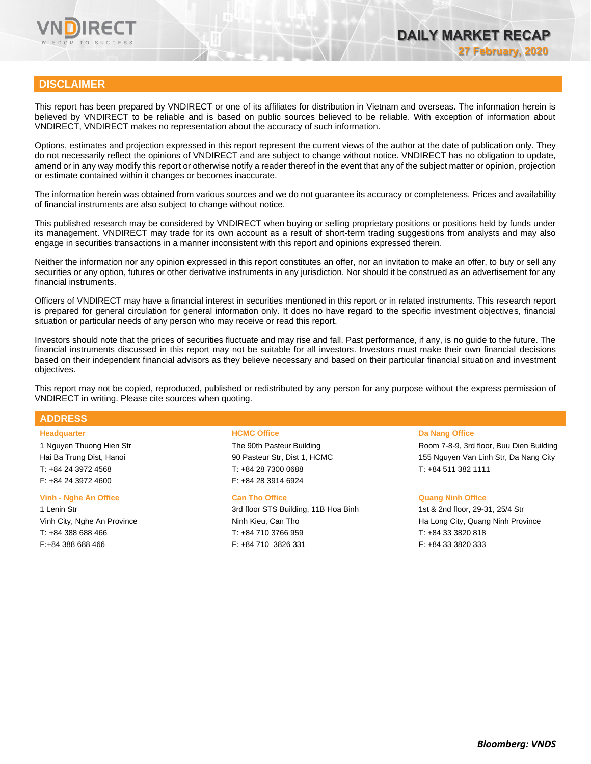## DISCLAIMER

This report has been prepared by VNDIRECT or one of its affiliates for distribution in Vietnam and overseas. The information herein is believed by VNDIRECT to be reliable and is based on public sources believed to be reliable. With exception of information about VNDIRECT, VNDIRECT makes no representation about the accuracy of such information.

Options, estimates and projection expressed in this report represent the current views of the author at the date of publication only. They do not necessarily reflect the opinions of VNDIRECT and are subject to change without notice. VNDIRECT has no obligation to update, amend or in any way modify this report or otherwise notify a reader thereof in the event that any of the subject matter or opinion, projection or estimate contained within it changes or becomes inaccurate.

The information herein was obtained from various sources and we do not guarantee its accuracy or completeness. Prices and availability of financial instruments are also subject to change without notice.

This published research may be considered by VNDIRECT when buying or selling proprietary positions or positions held by funds under its management. VNDIRECT may trade for its own account as a result of short-term trading suggestions from analysts and may also engage in securities transactions in a manner inconsistent with this report and opinions expressed therein.

Neither the information nor any opinion expressed in this report constitutes an offer, nor an invitation to make an offer, to buy or sell any securities or any option, futures or other derivative instruments in any jurisdiction. Nor should it be construed as an advertisement for any financial instruments.

Officers of VNDIRECT may have a financial interest in securities mentioned in this report or in related instruments. This research report is prepared for general circulation for general information only. It does no have regard to the specific investment objectives, financial situation or particular needs of any person who may receive or read this report.

Investors should note that the prices of securities fluctuate and may rise and fall. Past performance, if any, is no guide to the future. The financial instruments discussed in this report may not be suitable for all investors. Investors must make their own financial decisions based on their independent financial advisors as they believe necessary and based on their particular financial situation and investment objectives.

This report may not be copied, reproduced, published or redistributed by any person for any purpose without the express permission of VNDIRECT in writing. Please cite sources when quoting.

## ADDRESS

**Headquarter**
1 Nguyen Thuong Hien Str
Hai Ba Trung Dist, Hanoi
T: +84 24 3972 4568
F: +84 24 3972 4600

**HCMC Office**
The 90th Pasteur Building
90 Pasteur Str, Dist 1, HCMC
T: +84 28 7300 0688
F: +84 28 3914 6924

**Da Nang Office**
Room 7-8-9, 3rd floor, Buu Dien Building
155 Nguyen Van Linh Str, Da Nang City
T: +84 511 382 1111

**Vinh - Nghe An Office**
1 Lenin Str
Vinh City, Nghe An Province
T: +84 388 688 466
F:+84 388 688 466

**Can Tho Office**
3rd floor STS Building, 11B Hoa Binh
Ninh Kieu, Can Tho
T: +84 710 3766 959
F: +84 710 3826 331

**Quang Ninh Office**
1st & 2nd floor, 29-31, 25/4 Str
Ha Long City, Quang Ninh Province
T: +84 33 3820 818
F: +84 33 3820 333

***Bloomberg: VNDS***